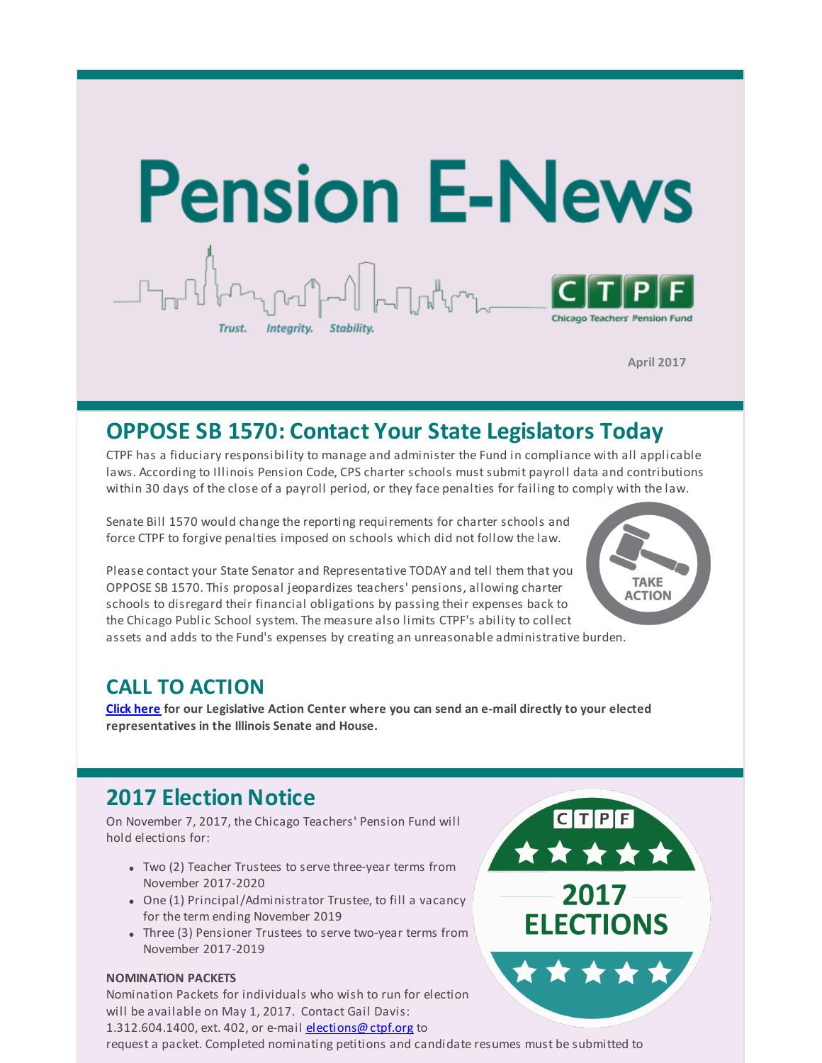# Pension E-News

Trust. Integrity. Stability.

CTPF Chicago Teachers' Pension Fund

**April 2017**

## OPPOSE SB 1570: Contact Your State Legislators Today

CTPF has a fiduciary responsibility to manage and administer the Fund in compliance with all applicable laws. According to Illinois Pension Code, CPS charter schools must submit payroll data and contributions within 30 days of the close of a payroll period, or they face penalties for failing to comply with the law.

Senate Bill 1570 would change the reporting requirements for charter schools and force CTPF to forgive penalties imposed on schools which did not follow the law.

Please contact your State Senator and Representative TODAY and tell them that you OPPOSE SB 1570. This proposal jeopardizes teachers' pensions, allowing charter schools to disregard their financial obligations by passing their expenses back to the Chicago Public School system. The measure also limits CTPF's ability to collect assets and adds to the Fund's expenses by creating an unreasonable administrative burden.

TAKE ACTION

## CALL TO ACTION

**Click here for our Legislative Action Center where you can send an e-mail directly to your elected representatives in the Illinois Senate and House.**

## 2017 Election Notice

On November 7, 2017, the Chicago Teachers' Pension Fund will hold elections for:

- Two (2) Teacher Trustees to serve three-year terms from November 2017-2020
- One (1) Principal/Administrator Trustee, to fill a vacancy for the term ending November 2019
- Three (3) Pensioner Trustees to serve two-year terms from November 2017-2019

CTPF 2017 ELECTIONS

**NOMINATION PACKETS**

Nomination Packets for individuals who wish to run for election will be available on May 1, 2017. Contact Gail Davis: 1.312.604.1400, ext. 402, or e-mail elections@ctpf.org to request a packet. Completed nominating petitions and candidate resumes must be submitted to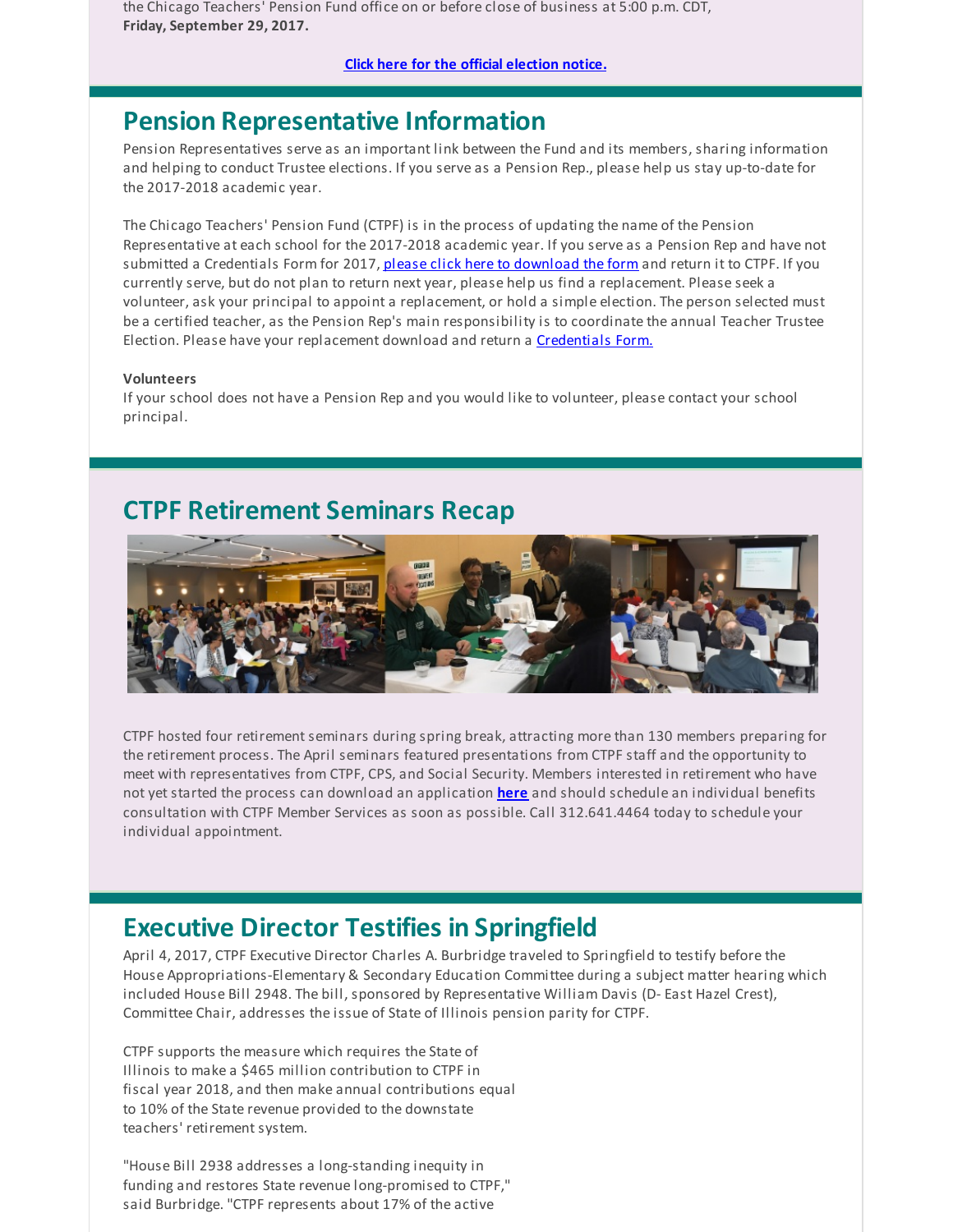the Chicago Teachers' Pension Fund office on or before close of business at 5:00 p.m. CDT, **Friday, September 29, 2017.**

**Click here for the official election notice.**

## Pension Representative Information

Pension Representatives serve as an important link between the Fund and its members, sharing information and helping to conduct Trustee elections. If you serve as a Pension Rep., please help us stay up-to-date for the 2017-2018 academic year.

The Chicago Teachers' Pension Fund (CTPF) is in the process of updating the name of the Pension Representative at each school for the 2017-2018 academic year. If you serve as a Pension Rep and have not submitted a Credentials Form for 2017, please click here to download the form and return it to CTPF. If you currently serve, but do not plan to return next year, please help us find a replacement. Please seek a volunteer, ask your principal to appoint a replacement, or hold a simple election. The person selected must be a certified teacher, as the Pension Rep's main responsibility is to coordinate the annual Teacher Trustee Election. Please have your replacement download and return a Credentials Form.

**Volunteers**

If your school does not have a Pension Rep and you would like to volunteer, please contact your school principal.

## CTPF Retirement Seminars Recap

CTPF hosted four retirement seminars during spring break, attracting more than 130 members preparing for the retirement process. The April seminars featured presentations from CTPF staff and the opportunity to meet with representatives from CTPF, CPS, and Social Security. Members interested in retirement who have not yet started the process can download an application **here** and should schedule an individual benefits consultation with CTPF Member Services as soon as possible. Call 312.641.4464 today to schedule your individual appointment.

## Executive Director Testifies in Springfield

April 4, 2017, CTPF Executive Director Charles A. Burbridge traveled to Springfield to testify before the House Appropriations-Elementary & Secondary Education Committee during a subject matter hearing which included House Bill 2948. The bill, sponsored by Representative William Davis (D- East Hazel Crest), Committee Chair, addresses the issue of State of Illinois pension parity for CTPF.

CTPF supports the measure which requires the State of Illinois to make a $465 million contribution to CTPF in fiscal year 2018, and then make annual contributions equal to 10% of the State revenue provided to the downstate teachers' retirement system.

"House Bill 2938 addresses a long-standing inequity in funding and restores State revenue long-promised to CTPF," said Burbridge. "CTPF represents about 17% of the active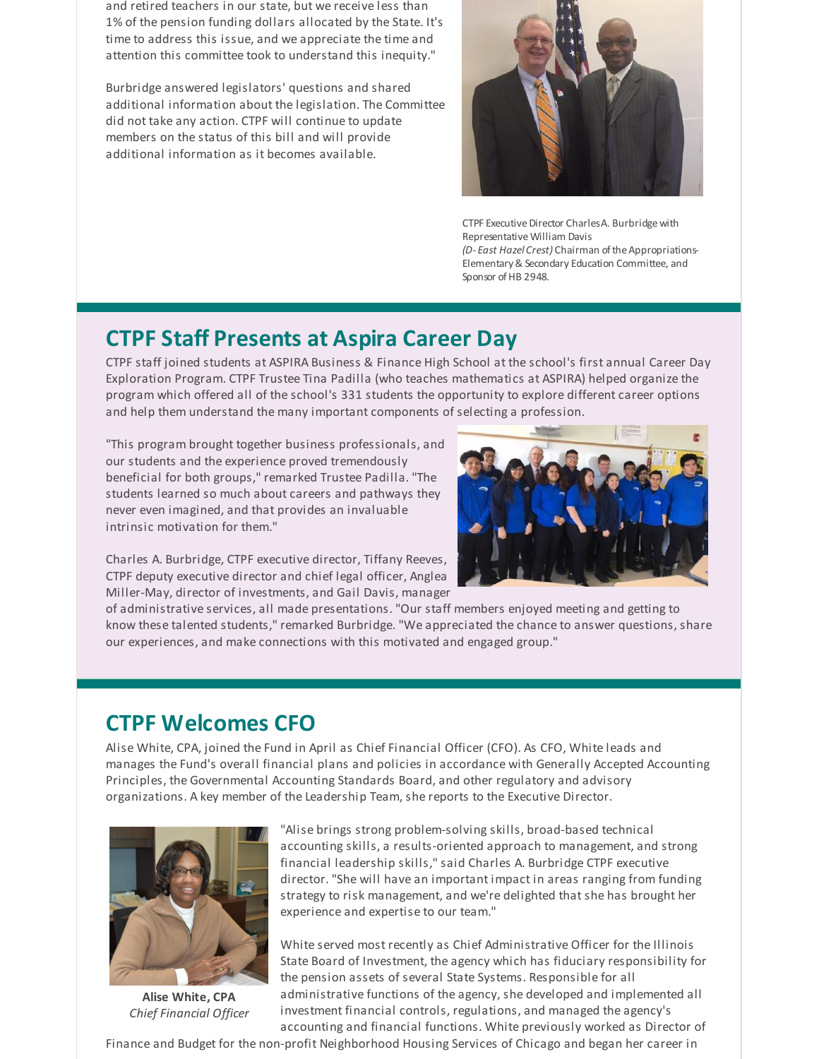and retired teachers in our state, but we receive less than 1% of the pension funding dollars allocated by the State. It's time to address this issue, and we appreciate the time and attention this committee took to understand this inequity."

Burbridge answered legislators' questions and shared additional information about the legislation. The Committee did not take any action. CTPF will continue to update members on the status of this bill and will provide additional information as it becomes available.

CTPF Executive Director Charles A. Burbridge with Representative William Davis *(D- East Hazel Crest)* Chairman of the Appropriations-Elementary & Secondary Education Committee, and Sponsor of HB 2948.

## CTPF Staff Presents at Aspira Career Day

CTPF staff joined students at ASPIRA Business & Finance High School at the school's first annual Career Day Exploration Program. CTPF Trustee Tina Padilla (who teaches mathematics at ASPIRA) helped organize the program which offered all of the school's 331 students the opportunity to explore different career options and help them understand the many important components of selecting a profession.

"This program brought together business professionals, and our students and the experience proved tremendously beneficial for both groups," remarked Trustee Padilla. "The students learned so much about careers and pathways they never even imagined, and that provides an invaluable intrinsic motivation for them."

Charles A. Burbridge, CTPF executive director, Tiffany Reeves, CTPF deputy executive director and chief legal officer, Anglea Miller-May, director of investments, and Gail Davis, manager of administrative services, all made presentations. "Our staff members enjoyed meeting and getting to know these talented students," remarked Burbridge. "We appreciated the chance to answer questions, share our experiences, and make connections with this motivated and engaged group."

## CTPF Welcomes CFO

Alise White, CPA, joined the Fund in April as Chief Financial Officer (CFO). As CFO, White leads and manages the Fund's overall financial plans and policies in accordance with Generally Accepted Accounting Principles, the Governmental Accounting Standards Board, and other regulatory and advisory organizations. A key member of the Leadership Team, she reports to the Executive Director.

**Alise White, CPA**
*Chief Financial Officer*

"Alise brings strong problem-solving skills, broad-based technical accounting skills, a results-oriented approach to management, and strong financial leadership skills," said Charles A. Burbridge CTPF executive director. "She will have an important impact in areas ranging from funding strategy to risk management, and we're delighted that she has brought her experience and expertise to our team."

White served most recently as Chief Administrative Officer for the Illinois State Board of Investment, the agency which has fiduciary responsibility for the pension assets of several State Systems. Responsible for all administrative functions of the agency, she developed and implemented all investment financial controls, regulations, and managed the agency's accounting and financial functions. White previously worked as Director of Finance and Budget for the non-profit Neighborhood Housing Services of Chicago and began her career in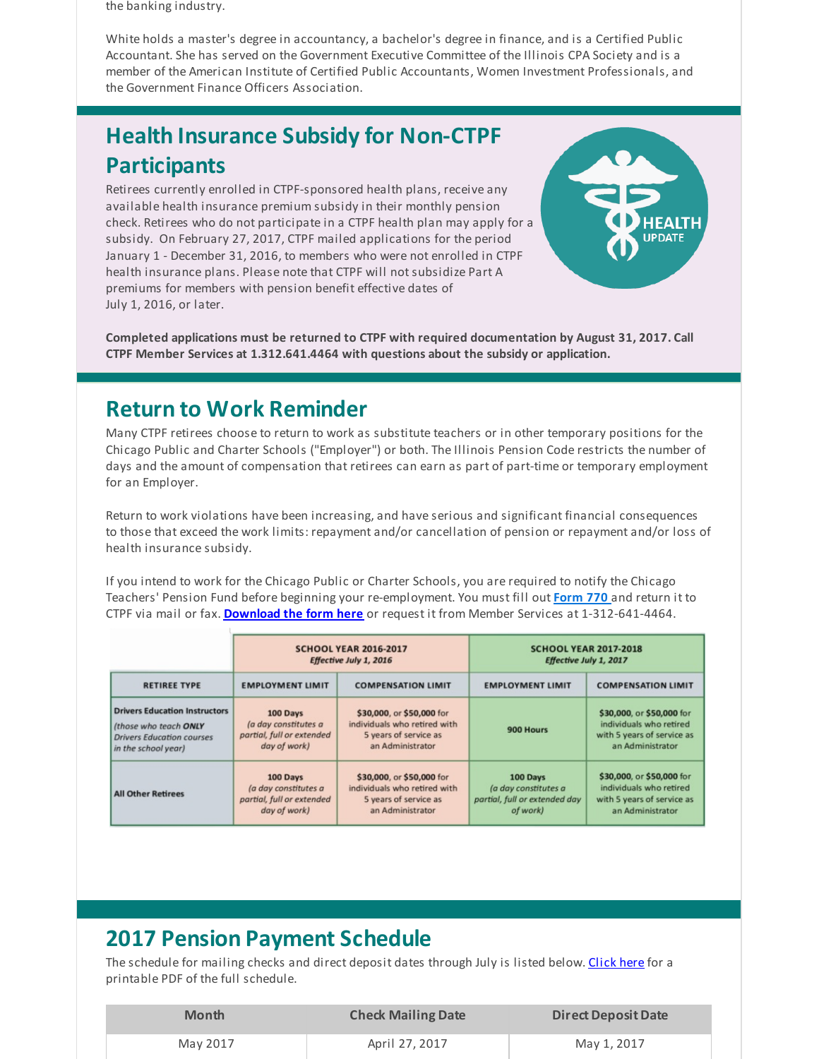the banking industry.

White holds a master's degree in accountancy, a bachelor's degree in finance, and is a Certified Public Accountant. She has served on the Government Executive Committee of the Illinois CPA Society and is a member of the American Institute of Certified Public Accountants, Women Investment Professionals, and the Government Finance Officers Association.

## Health Insurance Subsidy for Non-CTPF Participants

Retirees currently enrolled in CTPF-sponsored health plans, receive any available health insurance premium subsidy in their monthly pension check. Retirees who do not participate in a CTPF health plan may apply for a subsidy. On February 27, 2017, CTPF mailed applications for the period January 1 - December 31, 2016, to members who were not enrolled in CTPF health insurance plans. Please note that CTPF will not subsidize Part A premiums for members with pension benefit effective dates of July 1, 2016, or later.

**Completed applications must be returned to CTPF with required documentation by August 31, 2017. Call CTPF Member Services at 1.312.641.4464 with questions about the subsidy or application.**

## Return to Work Reminder

Many CTPF retirees choose to return to work as substitute teachers or in other temporary positions for the Chicago Public and Charter Schools ("Employer") or both. The Illinois Pension Code restricts the number of days and the amount of compensation that retirees can earn as part of part-time or temporary employment for an Employer.

Return to work violations have been increasing, and have serious and significant financial consequences to those that exceed the work limits: repayment and/or cancellation of pension or repayment and/or loss of health insurance subsidy.

If you intend to work for the Chicago Public or Charter Schools, you are required to notify the Chicago Teachers' Pension Fund before beginning your re-employment. You must fill out **Form 770** and return it to CTPF via mail or fax. **Download the form here** or request it from Member Services at 1-312-641-4464.

| | **SCHOOL YEAR 2016-2017** *Effective July 1, 2016* | | **SCHOOL YEAR 2017-2018** *Effective July 1, 2017* | |
|---|---|---|---|---|
| **RETIREE TYPE** | **EMPLOYMENT LIMIT** | **COMPENSATION LIMIT** | **EMPLOYMENT LIMIT** | **COMPENSATION LIMIT** |
| **Drivers Education Instructors** *(those who teach **ONLY** Drivers Education courses in the school year)* | **100 Days** *(a day constitutes a partial, full or extended day of work)* | **$30,000**, or **$50,000** for individuals who retired with 5 years of service as an Administrator | **900 Hours** | **$30,000**, or **$50,000** for individuals who retired with 5 years of service as an Administrator |
| **All Other Retirees** | **100 Days** *(a day constitutes a partial, full or extended day of work)* | **$30,000**, or **$50,000** for individuals who retired with 5 years of service as an Administrator | **100 Days** *(a day constitutes a partial, full or extended day of work)* | **$30,000**, or **$50,000** for individuals who retired with 5 years of service as an Administrator |

## 2017 Pension Payment Schedule

The schedule for mailing checks and direct deposit dates through July is listed below. Click here for a printable PDF of the full schedule.

| Month | Check Mailing Date | Direct Deposit Date |
|---|---|---|
| May 2017 | April 27, 2017 | May 1, 2017 |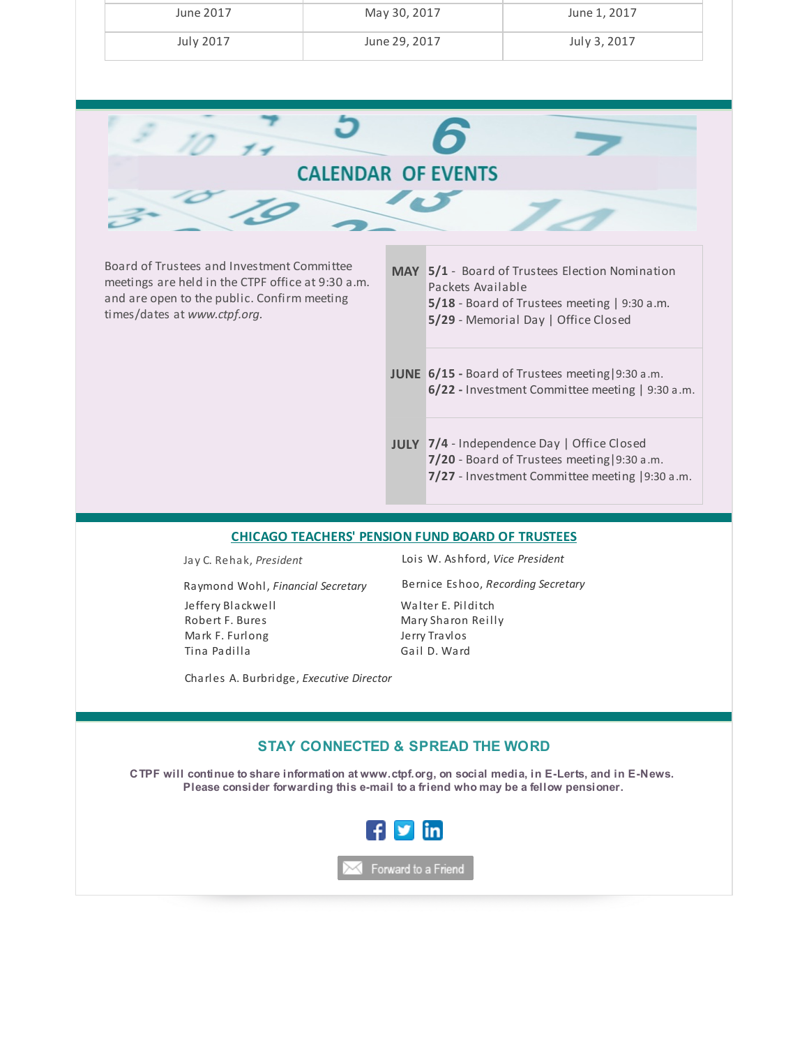| | | |
|---|---|---|
| June 2017 | May 30, 2017 | June 1, 2017 |
| July 2017 | June 29, 2017 | July 3, 2017 |

## CALENDAR OF EVENTS

Board of Trustees and Investment Committee meetings are held in the CTPF office at 9:30 a.m. and are open to the public. Confirm meeting times/dates at *www.ctpf.org*.

| | |
|---|---|
| **MAY** | **5/1** - Board of Trustees Election Nomination Packets Available<br>**5/18** - Board of Trustees meeting \| 9:30 a.m.<br>**5/29** - Memorial Day \| Office Closed |
| **JUNE** | **6/15** - Board of Trustees meeting\|9:30 a.m.<br>**6/22** - Investment Committee meeting \| 9:30 a.m. |
| **JULY** | **7/4** - Independence Day \| Office Closed<br>**7/20** - Board of Trustees meeting\|9:30 a.m.<br>**7/27** - Investment Committee meeting \|9:30 a.m. |

## CHICAGO TEACHERS' PENSION FUND BOARD OF TRUSTEES

Jay C. Rehak, *President*

Lois W. Ashford, *Vice President*

Raymond Wohl, *Financial Secretary*

Bernice Eshoo, *Recording Secretary*

Jeffery Blackwell
Robert F. Bures
Mark F. Furlong
Tina Padilla

Walter E. Pilditch
Mary Sharon Reilly
Jerry Travlos
Gail D. Ward

Charles A. Burbridge, *Executive Director*

## STAY CONNECTED & SPREAD THE WORD

**CTPF will continue to share information at www.ctpf.org, on social media, in E-Lerts, and in E-News. Please consider forwarding this e-mail to a friend who may be a fellow pensioner.**

Forward to a Friend